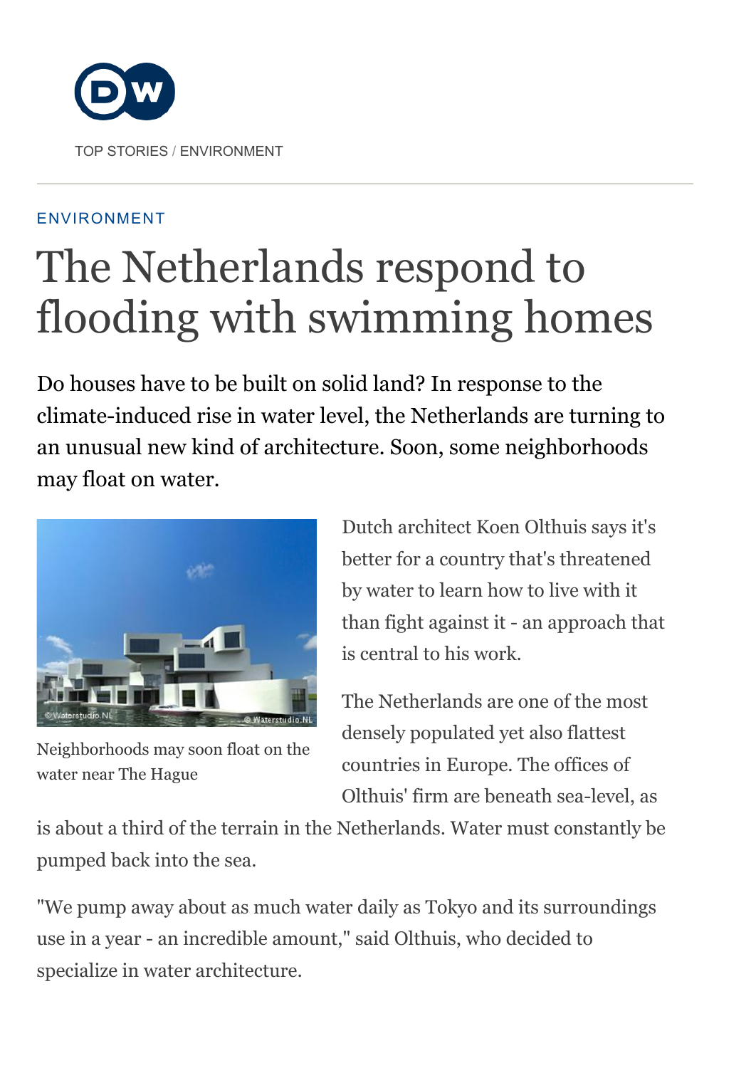TOP STORIES / ENVIRONMENT

ENVIRONMENT

# The Netherlands respond to flooding with swimming homes

Do houses have to be built on solid land? In response to the climate-induced rise in water level, the Netherlands are turning to an unusual new kind of architecture. Soon, some neighborhoods may float on water.

Neighborhoods may soon float on the water near The Hague

Dutch architect Koen Olthuis says it's better for a country that's threatened by water to learn how to live with it than fight against it - an approach that is central to his work.

The Netherlands are one of the most densely populated yet also flattest countries in Europe. The offices of Olthuis' firm are beneath sea-level, as is about a third of the terrain in the Netherlands. Water must constantly be pumped back into the sea.

"We pump away about as much water daily as Tokyo and its surroundings use in a year - an incredible amount," said Olthuis, who decided to specialize in water architecture.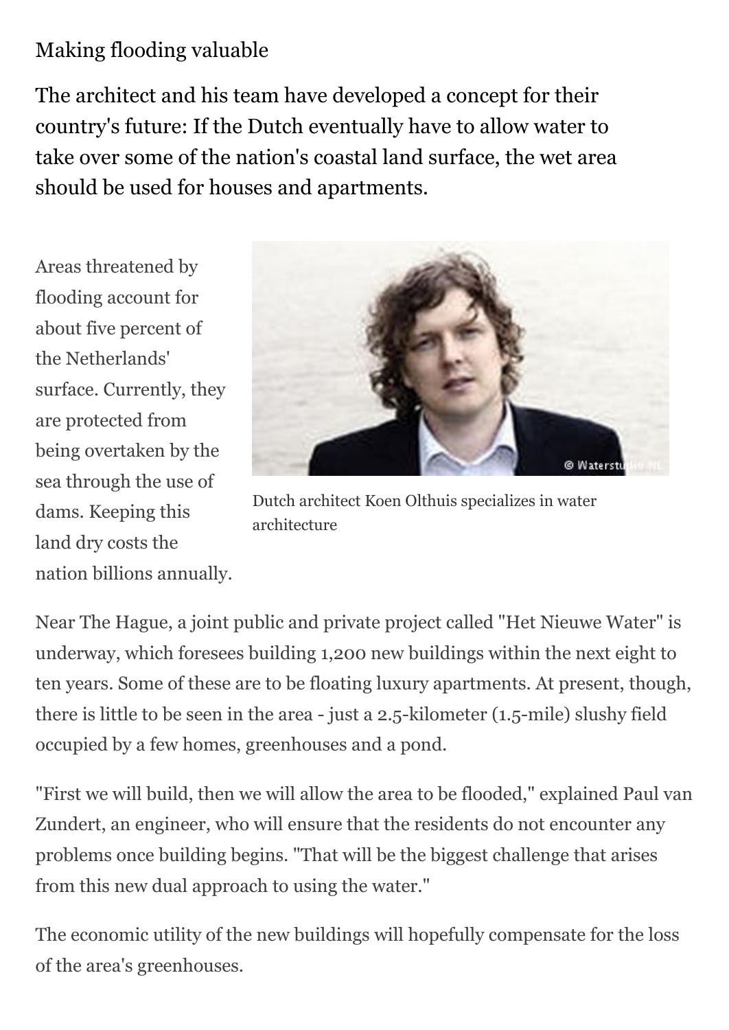## Making flooding valuable

**The architect and his team have developed a concept for their country's future: If the Dutch eventually have to allow water to take over some of the nation's coastal land surface, the wet area should be used for houses and apartments.**

Areas threatened by flooding account for about five percent of the Netherlands' surface. Currently, they are protected from being overtaken by the sea through the use of dams. Keeping this land dry costs the nation billions annually.

Dutch architect Koen Olthuis specializes in water architecture

Near The Hague, a joint public and private project called "Het Nieuwe Water" is underway, which foresees building 1,200 new buildings within the next eight to ten years. Some of these are to be floating luxury apartments. At present, though, there is little to be seen in the area - just a 2.5-kilometer (1.5-mile) slushy field occupied by a few homes, greenhouses and a pond.

"First we will build, then we will allow the area to be flooded," explained Paul van Zundert, an engineer, who will ensure that the residents do not encounter any problems once building begins. "That will be the biggest challenge that arises from this new dual approach to using the water."

The economic utility of the new buildings will hopefully compensate for the loss of the area's greenhouses.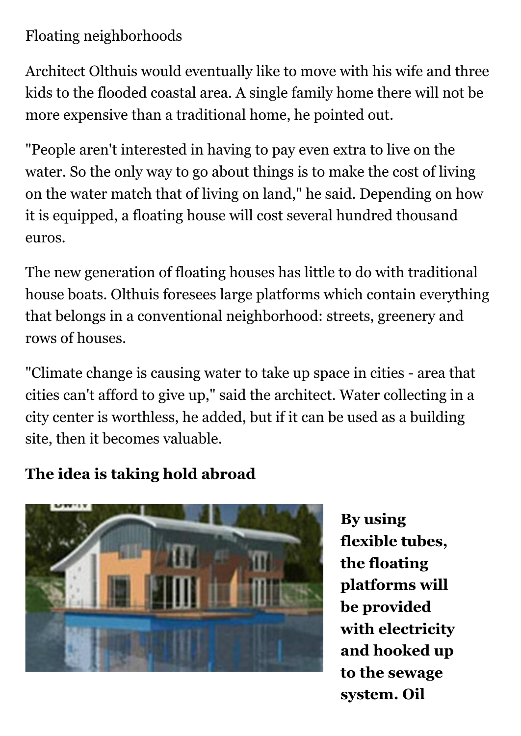Floating neighborhoods

Architect Olthuis would eventually like to move with his wife and three kids to the flooded coastal area. A single family home there will not be more expensive than a traditional home, he pointed out.

"People aren't interested in having to pay even extra to live on the water. So the only way to go about things is to make the cost of living on the water match that of living on land," he said. Depending on how it is equipped, a floating house will cost several hundred thousand euros.

The new generation of floating houses has little to do with traditional house boats. Olthuis foresees large platforms which contain everything that belongs in a conventional neighborhood: streets, greenery and rows of houses.

"Climate change is causing water to take up space in cities - area that cities can't afford to give up," said the architect. Water collecting in a city center is worthless, he added, but if it can be used as a building site, then it becomes valuable.

**The idea is taking hold abroad**

**By using flexible tubes, the floating platforms will be provided with electricity and hooked up to the sewage system. Oil**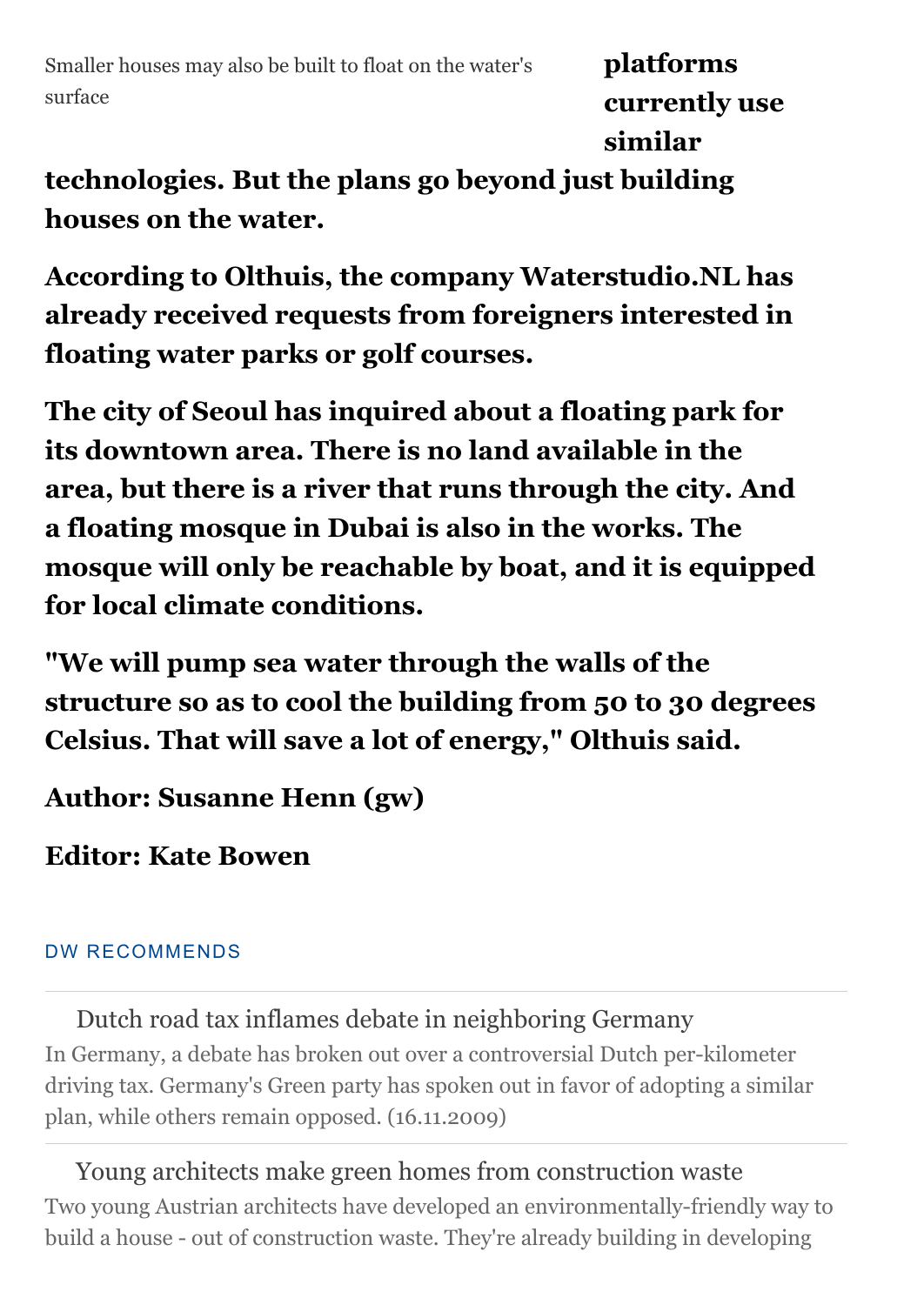Smaller houses may also be built to float on the water's surface

**platforms currently use similar technologies. But the plans go beyond just building houses on the water.**

**According to Olthuis, the company Waterstudio.NL has already received requests from foreigners interested in floating water parks or golf courses.**

**The city of Seoul has inquired about a floating park for its downtown area. There is no land available in the area, but there is a river that runs through the city. And a floating mosque in Dubai is also in the works. The mosque will only be reachable by boat, and it is equipped for local climate conditions.**

**"We will pump sea water through the walls of the structure so as to cool the building from 50 to 30 degrees Celsius. That will save a lot of energy," Olthuis said.**

**Author: Susanne Henn (gw)**

**Editor: Kate Bowen**

DW RECOMMENDS

Dutch road tax inflames debate in neighboring Germany

In Germany, a debate has broken out over a controversial Dutch per-kilometer driving tax. Germany's Green party has spoken out in favor of adopting a similar plan, while others remain opposed. (16.11.2009)

Young architects make green homes from construction waste

Two young Austrian architects have developed an environmentally-friendly way to build a house - out of construction waste. They're already building in developing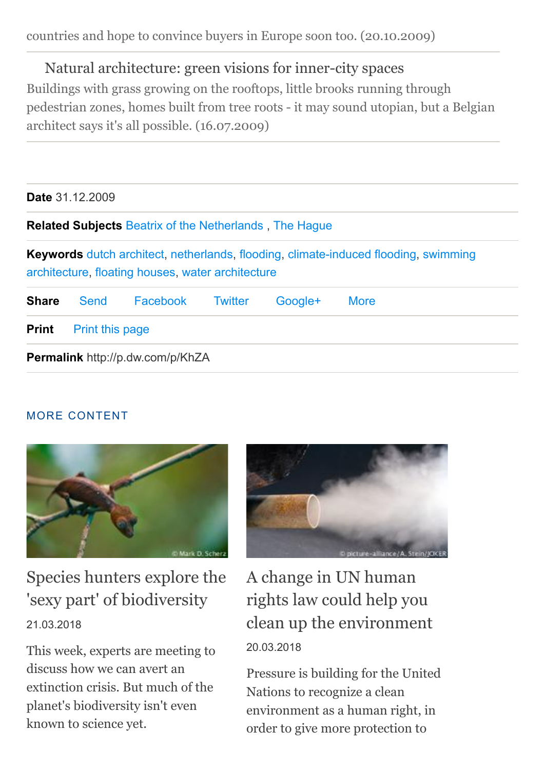countries and hope to convince buyers in Europe soon too. (20.10.2009)

Natural architecture: green visions for inner-city spaces

Buildings with grass growing on the rooftops, little brooks running through pedestrian zones, homes built from tree roots - it may sound utopian, but a Belgian architect says it's all possible. (16.07.2009)

**Date** 31.12.2009

**Related Subjects** Beatrix of the Netherlands , The Hague

**Keywords** dutch architect, netherlands, flooding, climate-induced flooding, swimming architecture, floating houses, water architecture

**Share** Send Facebook Twitter Google+ More

**Print** Print this page

**Permalink** http://p.dw.com/p/KhZA

## MORE CONTENT

### Species hunters explore the 'sexy part' of biodiversity

21.03.2018

This week, experts are meeting to discuss how we can avert an extinction crisis. But much of the planet's biodiversity isn't even known to science yet.

### A change in UN human rights law could help you clean up the environment

20.03.2018

Pressure is building for the United Nations to recognize a clean environment as a human right, in order to give more protection to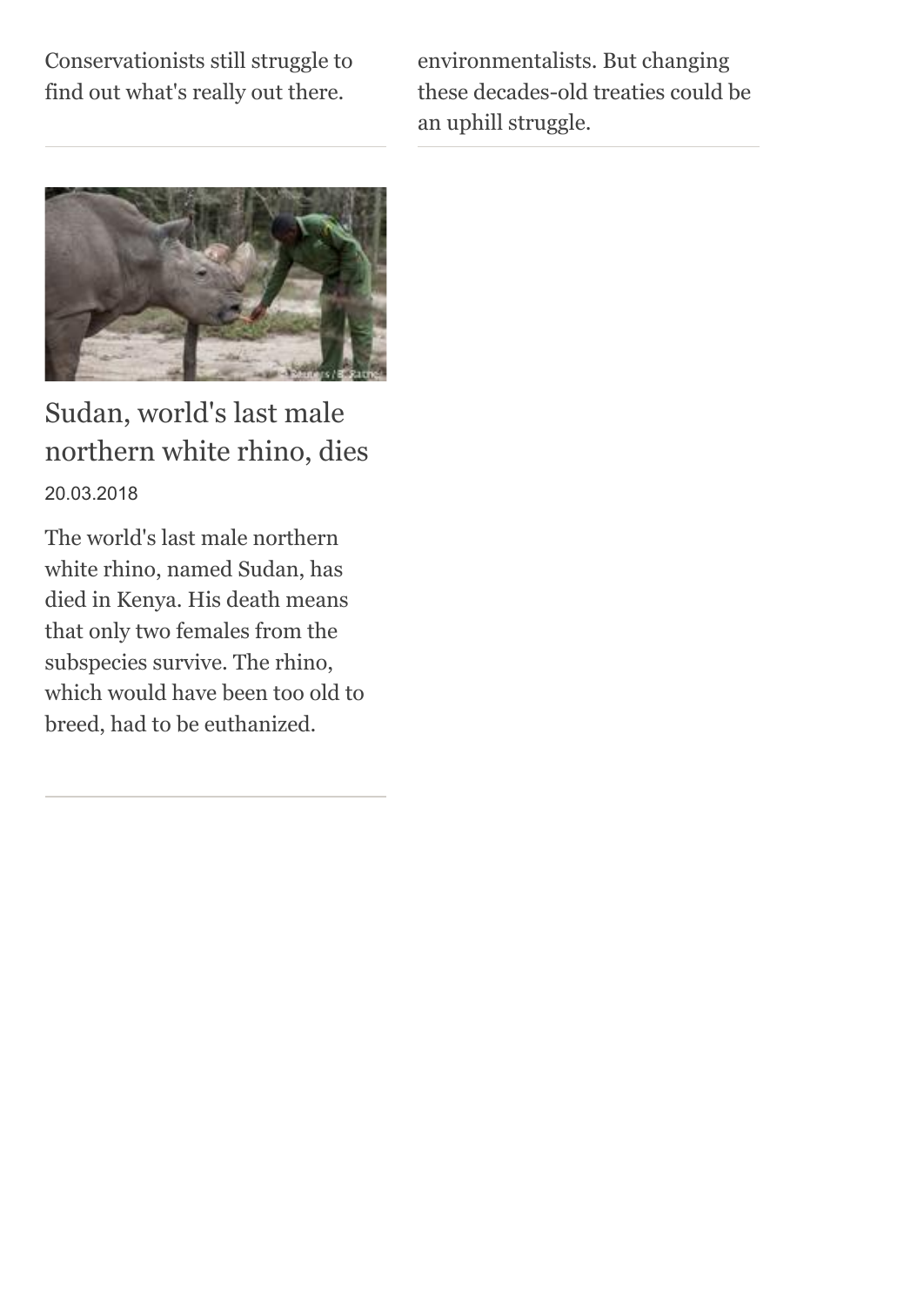Conservationists still struggle to find out what's really out there.

environmentalists. But changing these decades-old treaties could be an uphill struggle.

## Sudan, world's last male northern white rhino, dies

20.03.2018

The world's last male northern white rhino, named Sudan, has died in Kenya. His death means that only two females from the subspecies survive. The rhino, which would have been too old to breed, had to be euthanized.